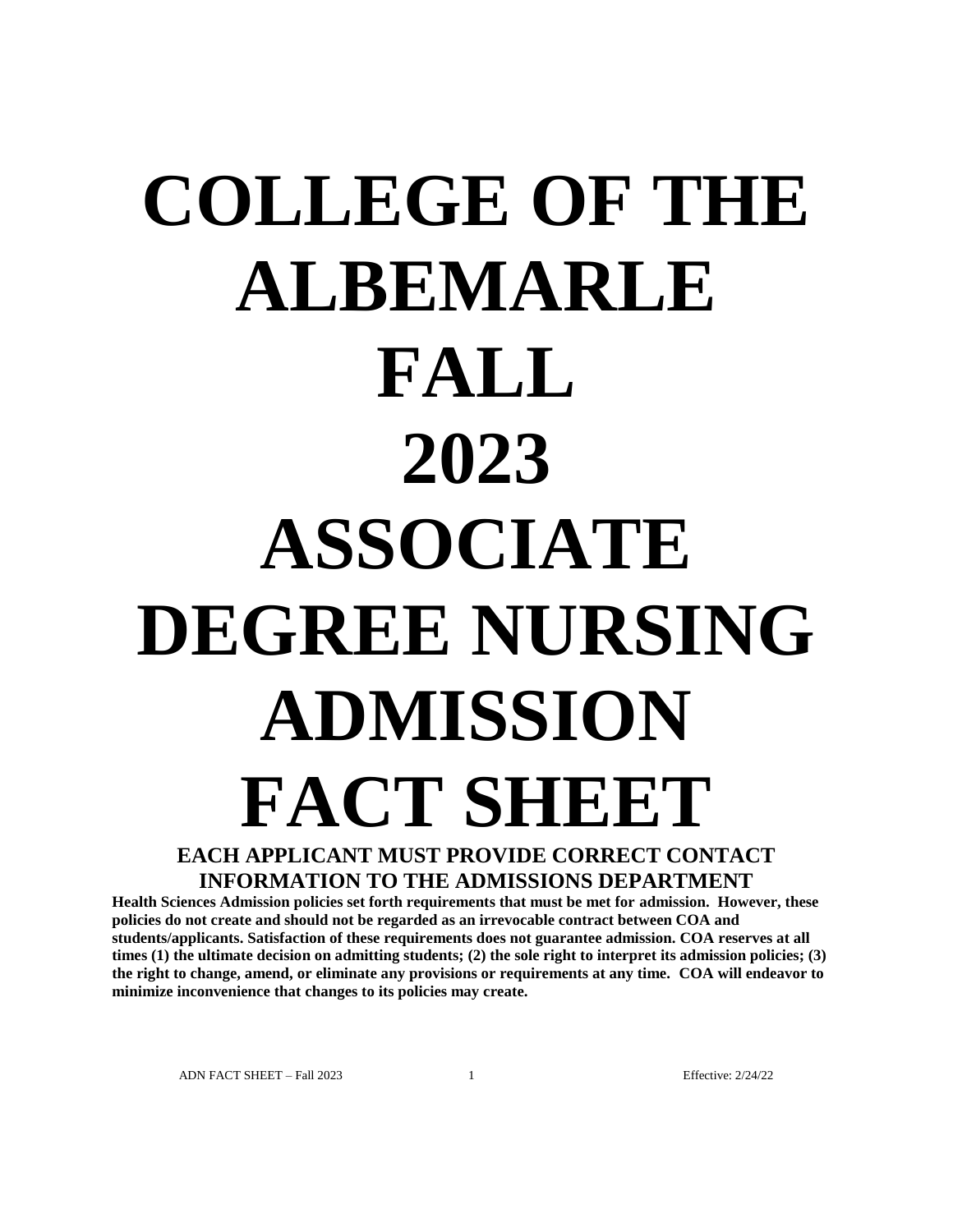# COLLEGE OF THE ALBEMARLE FALL 2023 ASSOCIATE DEGREE NURSING ADMISSION FACT SHEET

## EACH APPLICANT MUST PROVIDE CORRECT CONTACT INFORMATION TO THE ADMISSIONS DEPARTMENT

**Health Sciences Admission policies set forth requirements that must be met for admission. However, these policies do not create and should not be regarded as an irrevocable contract between COA and students/applicants. Satisfaction of these requirements does not guarantee admission. COA reserves at all times (1) the ultimate decision on admitting students; (2) the sole right to interpret its admission policies; (3) the right to change, amend, or eliminate any provisions or requirements at any time. COA will endeavor to minimize inconvenience that changes to its policies may create.**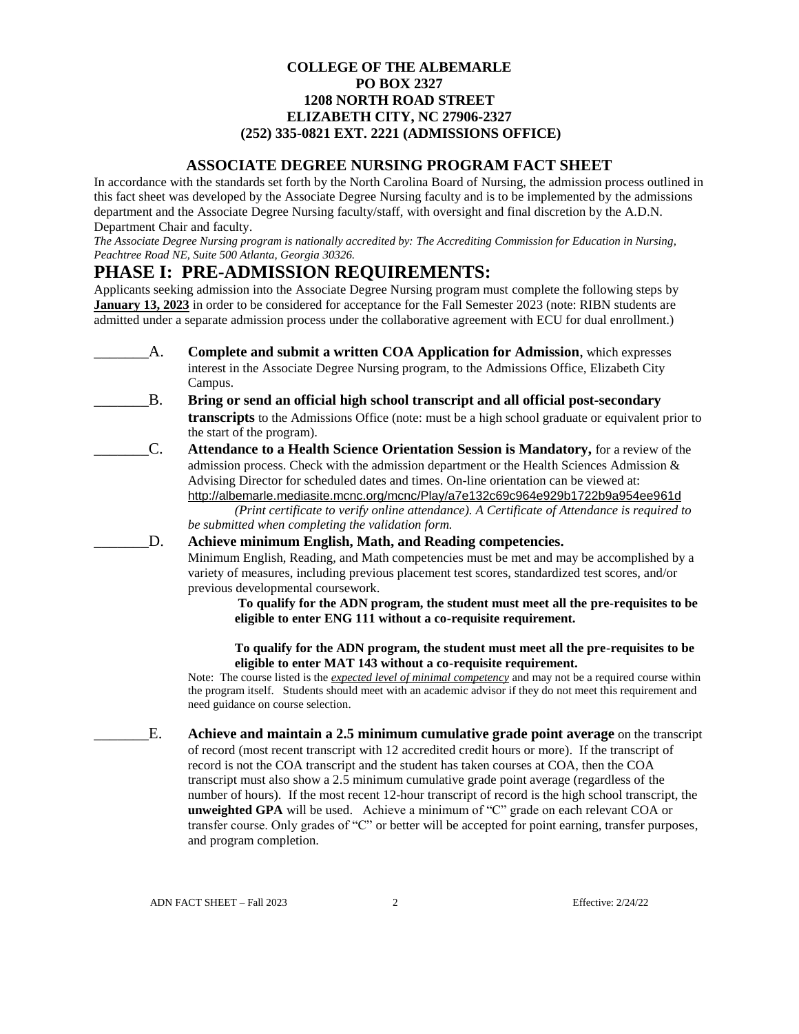**COLLEGE OF THE ALBEMARLE**
**PO BOX 2327**
**1208 NORTH ROAD STREET**
**ELIZABETH CITY, NC 27906-2327**
**(252) 335-0821 EXT. 2221 (ADMISSIONS OFFICE)**

## ASSOCIATE DEGREE NURSING PROGRAM FACT SHEET

In accordance with the standards set forth by the North Carolina Board of Nursing, the admission process outlined in this fact sheet was developed by the Associate Degree Nursing faculty and is to be implemented by the admissions department and the Associate Degree Nursing faculty/staff, with oversight and final discretion by the A.D.N. Department Chair and faculty.

*The Associate Degree Nursing program is nationally accredited by: The Accrediting Commission for Education in Nursing, Peachtree Road NE, Suite 500 Atlanta, Georgia 30326.*

# PHASE I: PRE-ADMISSION REQUIREMENTS:

Applicants seeking admission into the Associate Degree Nursing program must complete the following steps by **January 13, 2023** in order to be considered for acceptance for the Fall Semester 2023 (note: RIBN students are admitted under a separate admission process under the collaborative agreement with ECU for dual enrollment.)

_______A. **Complete and submit a written COA Application for Admission**, which expresses interest in the Associate Degree Nursing program, to the Admissions Office, Elizabeth City Campus.

_______B. **Bring or send an official high school transcript and all official post-secondary transcripts** to the Admissions Office (note: must be a high school graduate or equivalent prior to the start of the program).

_______C. **Attendance to a Health Science Orientation Session is Mandatory,** for a review of the admission process. Check with the admission department or the Health Sciences Admission & Advising Director for scheduled dates and times. On-line orientation can be viewed at: http://albemarle.mediasite.mcnc.org/mcnc/Play/a7e132c69c964e929b1722b9a954ee961d *(Print certificate to verify online attendance). A Certificate of Attendance is required to be submitted when completing the validation form.*

_______D. **Achieve minimum English, Math, and Reading competencies.**
Minimum English, Reading, and Math competencies must be met and may be accomplished by a variety of measures, including previous placement test scores, standardized test scores, and/or previous developmental coursework.

> **To qualify for the ADN program, the student must meet all the pre-requisites to be eligible to enter ENG 111 without a co-requisite requirement.**
>
> **To qualify for the ADN program, the student must meet all the pre-requisites to be eligible to enter MAT 143 without a co-requisite requirement.**

Note: The course listed is the ***expected level of minimal competency*** and may not be a required course within the program itself. Students should meet with an academic advisor if they do not meet this requirement and need guidance on course selection.

_______E. **Achieve and maintain a 2.5 minimum cumulative grade point average** on the transcript of record (most recent transcript with 12 accredited credit hours or more). If the transcript of record is not the COA transcript and the student has taken courses at COA, then the COA transcript must also show a 2.5 minimum cumulative grade point average (regardless of the number of hours). If the most recent 12-hour transcript of record is the high school transcript, the **unweighted GPA** will be used. Achieve a minimum of "C" grade on each relevant COA or transfer course. Only grades of "C" or better will be accepted for point earning, transfer purposes, and program completion.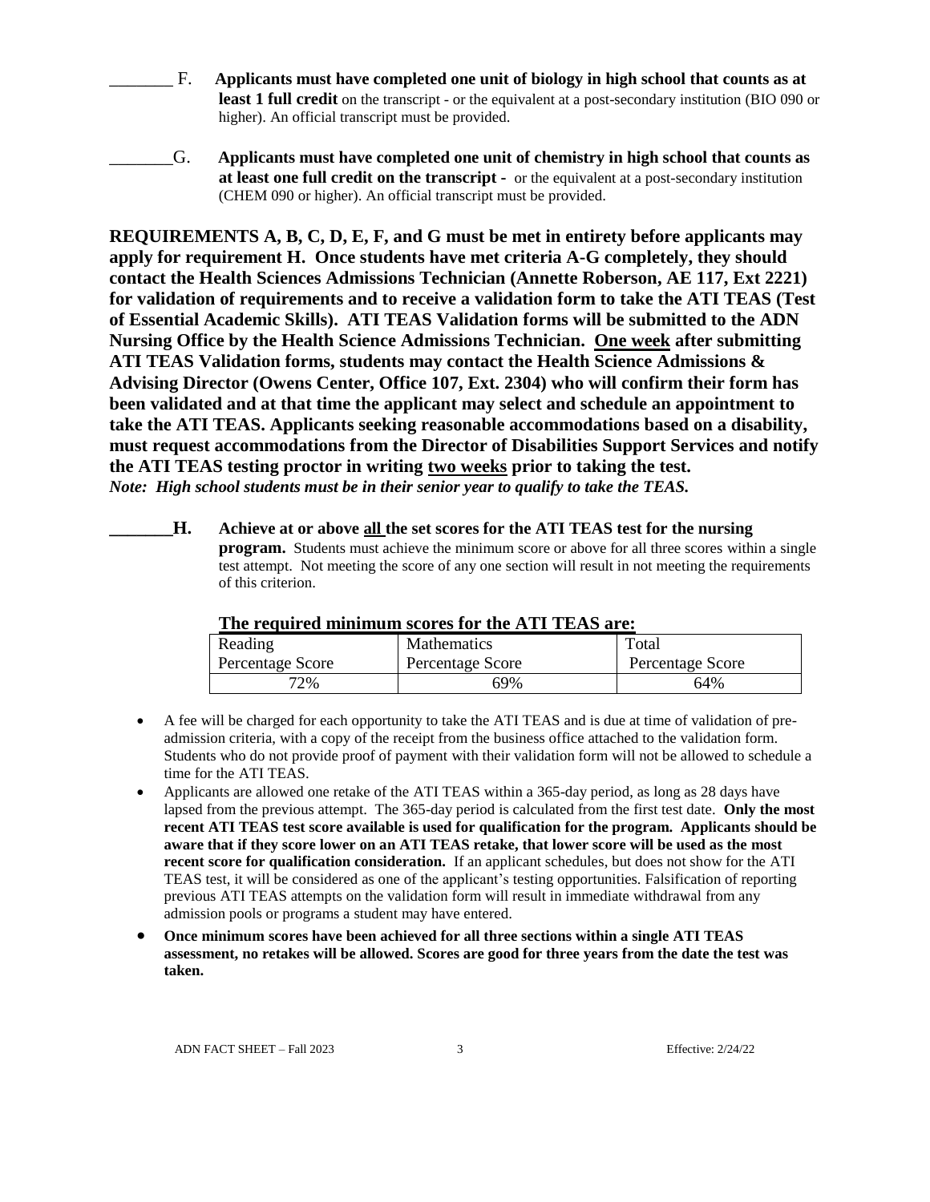_______ F. **Applicants must have completed one unit of biology in high school that counts as at least 1 full credit** on the transcript - or the equivalent at a post-secondary institution (BIO 090 or higher). An official transcript must be provided.

_______G. **Applicants must have completed one unit of chemistry in high school that counts as at least one full credit on the transcript -** or the equivalent at a post-secondary institution (CHEM 090 or higher). An official transcript must be provided.

**REQUIREMENTS A, B, C, D, E, F, and G must be met in entirety before applicants may apply for requirement H. Once students have met criteria A-G completely, they should contact the Health Sciences Admissions Technician (Annette Roberson, AE 117, Ext 2221) for validation of requirements and to receive a validation form to take the ATI TEAS (Test of Essential Academic Skills). ATI TEAS Validation forms will be submitted to the ADN Nursing Office by the Health Science Admissions Technician. <u>One week</u> after submitting ATI TEAS Validation forms, students may contact the Health Science Admissions & Advising Director (Owens Center, Office 107, Ext. 2304) who will confirm their form has been validated and at that time the applicant may select and schedule an appointment to take the ATI TEAS. Applicants seeking reasonable accommodations based on a disability, must request accommodations from the Director of Disabilities Support Services and notify the ATI TEAS testing proctor in writing <u>two weeks</u> prior to taking the test.**

***Note: High school students must be in their senior year to qualify to take the TEAS.***

**_______H. Achieve at or above <u>all</u> the set scores for the ATI TEAS test for the nursing program.** Students must achieve the minimum score or above for all three scores within a single test attempt. Not meeting the score of any one section will result in not meeting the requirements of this criterion.

**<u>The required minimum scores for the ATI TEAS are:</u>**

| Reading<br>Percentage Score | Mathematics<br>Percentage Score | Total<br>Percentage Score |
|---|---|---|
| 72% | 69% | 64% |

- A fee will be charged for each opportunity to take the ATI TEAS and is due at time of validation of pre-admission criteria, with a copy of the receipt from the business office attached to the validation form. Students who do not provide proof of payment with their validation form will not be allowed to schedule a time for the ATI TEAS.
- Applicants are allowed one retake of the ATI TEAS within a 365-day period, as long as 28 days have lapsed from the previous attempt. The 365-day period is calculated from the first test date. **Only the most recent ATI TEAS test score available is used for qualification for the program. Applicants should be aware that if they score lower on an ATI TEAS retake, that lower score will be used as the most recent score for qualification consideration.** If an applicant schedules, but does not show for the ATI TEAS test, it will be considered as one of the applicant's testing opportunities. Falsification of reporting previous ATI TEAS attempts on the validation form will result in immediate withdrawal from any admission pools or programs a student may have entered.
- **Once minimum scores have been achieved for all three sections within a single ATI TEAS assessment, no retakes will be allowed. Scores are good for three years from the date the test was taken.**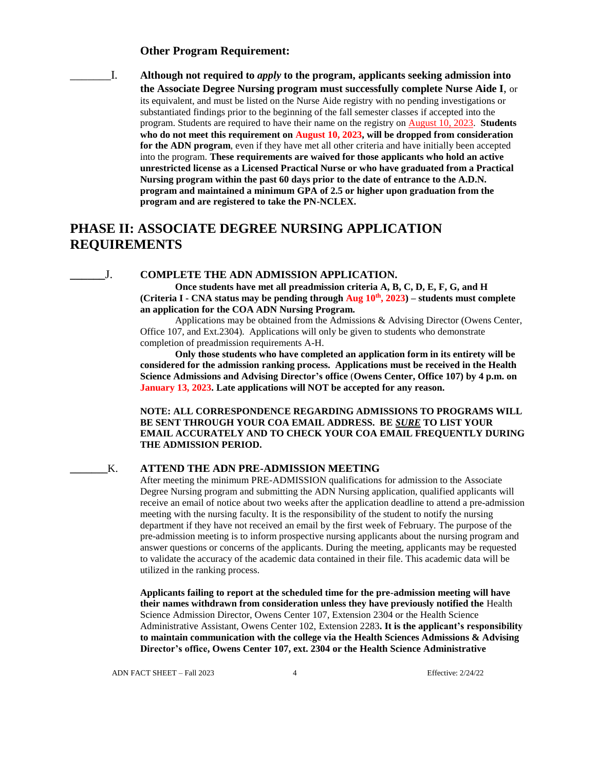### Other Program Requirement:

_______I. **Although not required to *apply* to the program, applicants seeking admission into the Associate Degree Nursing program must successfully complete Nurse Aide I**, or its equivalent, and must be listed on the Nurse Aide registry with no pending investigations or substantiated findings prior to the beginning of the fall semester classes if accepted into the program. Students are required to have their name on the registry on August 10, 2023. **Students who do not meet this requirement on August 10, 2023, will be dropped from consideration for the ADN program**, even if they have met all other criteria and have initially been accepted into the program. **These requirements are waived for those applicants who hold an active unrestricted license as a Licensed Practical Nurse or who have graduated from a Practical Nursing program within the past 60 days prior to the date of entrance to the A.D.N. program and maintained a minimum GPA of 2.5 or higher upon graduation from the program and are registered to take the PN-NCLEX.**

## PHASE II: ASSOCIATE DEGREE NURSING APPLICATION REQUIREMENTS

______J. **COMPLETE THE ADN ADMISSION APPLICATION.**

**Once students have met all preadmission criteria A, B, C, D, E, F, G, and H (Criteria I - CNA status may be pending through Aug 10th, 2023) – students must complete an application for the COA ADN Nursing Program.**

Applications may be obtained from the Admissions & Advising Director (Owens Center, Office 107, and Ext.2304). Applications will only be given to students who demonstrate completion of preadmission requirements A-H.

**Only those students who have completed an application form in its entirety will be considered for the admission ranking process. Applications must be received in the Health Science Admissions and Advising Director's office (Owens Center, Office 107) by 4 p.m. on January 13, 2023. Late applications will NOT be accepted for any reason.**

**NOTE: ALL CORRESPONDENCE REGARDING ADMISSIONS TO PROGRAMS WILL BE SENT THROUGH YOUR COA EMAIL ADDRESS. BE *SURE* TO LIST YOUR EMAIL ACCURATELY AND TO CHECK YOUR COA EMAIL FREQUENTLY DURING THE ADMISSION PERIOD.**

_______K. **ATTEND THE ADN PRE-ADMISSION MEETING**

After meeting the minimum PRE-ADMISSION qualifications for admission to the Associate Degree Nursing program and submitting the ADN Nursing application, qualified applicants will receive an email of notice about two weeks after the application deadline to attend a pre-admission meeting with the nursing faculty. It is the responsibility of the student to notify the nursing department if they have not received an email by the first week of February. The purpose of the pre-admission meeting is to inform prospective nursing applicants about the nursing program and answer questions or concerns of the applicants. During the meeting, applicants may be requested to validate the accuracy of the academic data contained in their file. This academic data will be utilized in the ranking process.

**Applicants failing to report at the scheduled time for the pre-admission meeting will have their names withdrawn from consideration unless they have previously notified the** Health Science Admission Director, Owens Center 107, Extension 2304 or the Health Science Administrative Assistant, Owens Center 102, Extension 2283**. It is the applicant's responsibility to maintain communication with the college via the Health Sciences Admissions & Advising Director's office, Owens Center 107, ext. 2304 or the Health Science Administrative**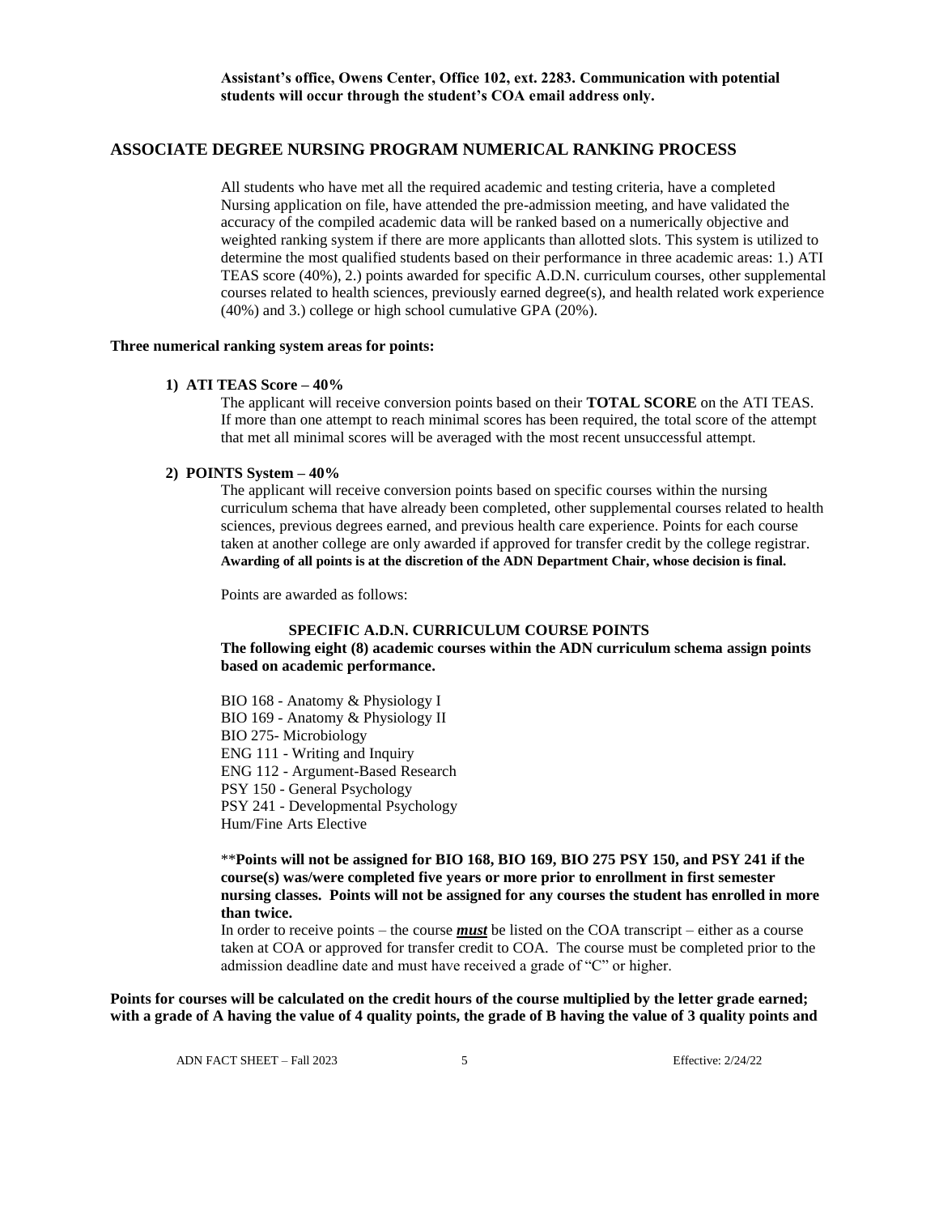**Assistant's office, Owens Center, Office 102, ext. 2283. Communication with potential students will occur through the student's COA email address only.**

## ASSOCIATE DEGREE NURSING PROGRAM NUMERICAL RANKING PROCESS

All students who have met all the required academic and testing criteria, have a completed Nursing application on file, have attended the pre-admission meeting, and have validated the accuracy of the compiled academic data will be ranked based on a numerically objective and weighted ranking system if there are more applicants than allotted slots. This system is utilized to determine the most qualified students based on their performance in three academic areas: 1.) ATI TEAS score (40%), 2.) points awarded for specific A.D.N. curriculum courses, other supplemental courses related to health sciences, previously earned degree(s), and health related work experience (40%) and 3.) college or high school cumulative GPA (20%).

**Three numerical ranking system areas for points:**

**1) ATI TEAS Score – 40%**

The applicant will receive conversion points based on their **TOTAL SCORE** on the ATI TEAS. If more than one attempt to reach minimal scores has been required, the total score of the attempt that met all minimal scores will be averaged with the most recent unsuccessful attempt.

**2) POINTS System – 40%**

The applicant will receive conversion points based on specific courses within the nursing curriculum schema that have already been completed, other supplemental courses related to health sciences, previous degrees earned, and previous health care experience. Points for each course taken at another college are only awarded if approved for transfer credit by the college registrar. **Awarding of all points is at the discretion of the ADN Department Chair, whose decision is final.**

Points are awarded as follows:

**SPECIFIC A.D.N. CURRICULUM COURSE POINTS**

**The following eight (8) academic courses within the ADN curriculum schema assign points based on academic performance.**

BIO 168 - Anatomy & Physiology I
BIO 169 - Anatomy & Physiology II
BIO 275- Microbiology
ENG 111 - Writing and Inquiry
ENG 112 - Argument-Based Research
PSY 150 - General Psychology
PSY 241 - Developmental Psychology
Hum/Fine Arts Elective

**\*\*Points will not be assigned for BIO 168, BIO 169, BIO 275 PSY 150, and PSY 241 if the course(s) was/were completed five years or more prior to enrollment in first semester nursing classes. Points will not be assigned for any courses the student has enrolled in more than twice.**

In order to receive points – the course ***must*** be listed on the COA transcript – either as a course taken at COA or approved for transfer credit to COA. The course must be completed prior to the admission deadline date and must have received a grade of "C" or higher.

**Points for courses will be calculated on the credit hours of the course multiplied by the letter grade earned; with a grade of A having the value of 4 quality points, the grade of B having the value of 3 quality points and**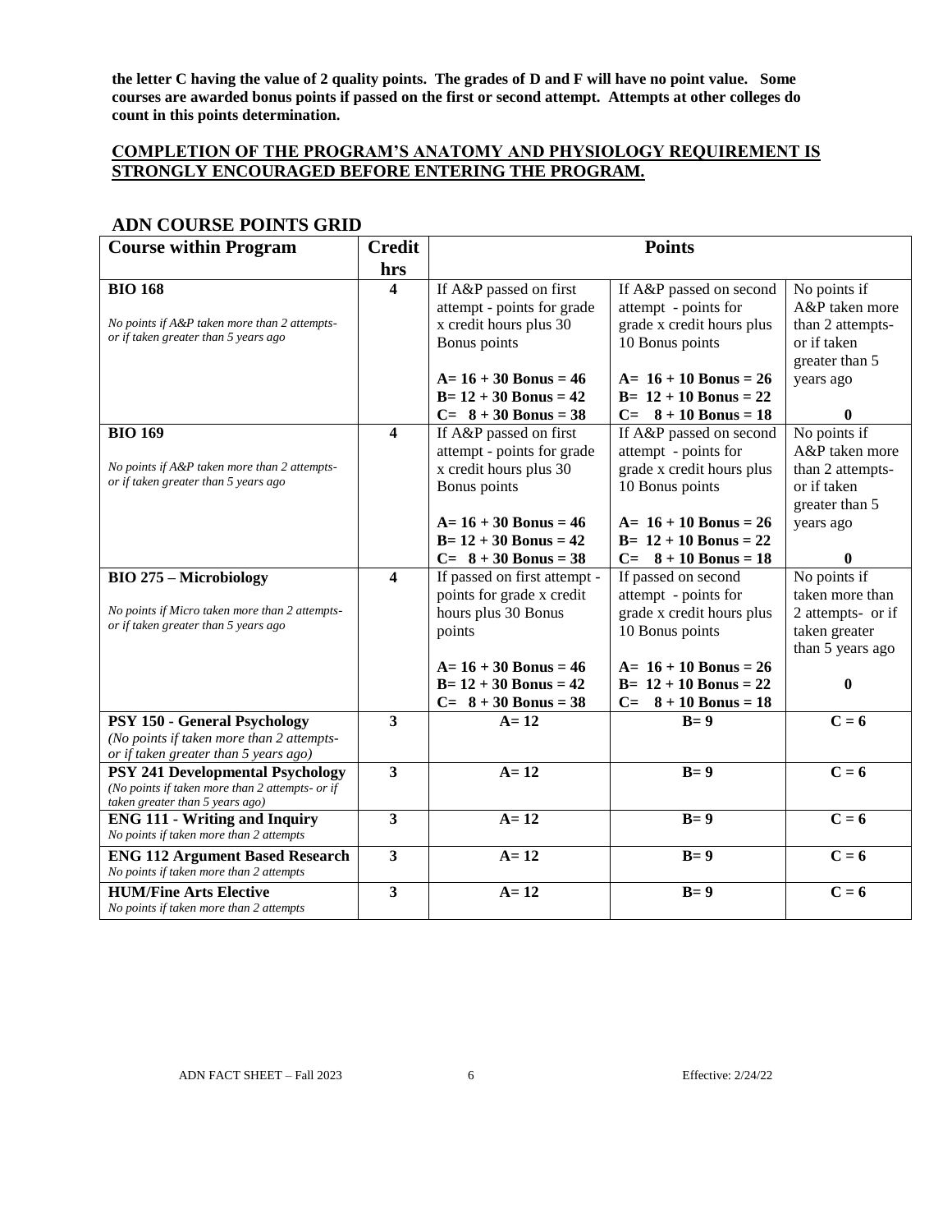**the letter C having the value of 2 quality points. The grades of D and F will have no point value. Some courses are awarded bonus points if passed on the first or second attempt. Attempts at other colleges do count in this points determination.**

**COMPLETION OF THE PROGRAM'S ANATOMY AND PHYSIOLOGY REQUIREMENT IS STRONGLY ENCOURAGED BEFORE ENTERING THE PROGRAM.**

## ADN COURSE POINTS GRID

| Course within Program | Credit hrs | Points | | |
|---|---|---|---|---|
| **BIO 168**<br><br>*No points if A&P taken more than 2 attempts- or if taken greater than 5 years ago* | **4** | If A&P passed on first attempt - points for grade x credit hours plus 30 Bonus points<br><br>**A= 16 + 30 Bonus = 46**<br>**B= 12 + 30 Bonus = 42**<br>**C= 8 + 30 Bonus = 38** | If A&P passed on second attempt - points for grade x credit hours plus 10 Bonus points<br><br>**A= 16 + 10 Bonus = 26**<br>**B= 12 + 10 Bonus = 22**<br>**C= 8 + 10 Bonus = 18** | No points if A&P taken more than 2 attempts- or if taken greater than 5 years ago<br><br>**0** |
| **BIO 169**<br><br>*No points if A&P taken more than 2 attempts- or if taken greater than 5 years ago* | **4** | If A&P passed on first attempt - points for grade x credit hours plus 30 Bonus points<br><br>**A= 16 + 30 Bonus = 46**<br>**B= 12 + 30 Bonus = 42**<br>**C= 8 + 30 Bonus = 38** | If A&P passed on second attempt - points for grade x credit hours plus 10 Bonus points<br><br>**A= 16 + 10 Bonus = 26**<br>**B= 12 + 10 Bonus = 22**<br>**C= 8 + 10 Bonus = 18** | No points if A&P taken more than 2 attempts- or if taken greater than 5 years ago<br><br>**0** |
| **BIO 275 – Microbiology**<br><br>*No points if Micro taken more than 2 attempts- or if taken greater than 5 years ago* | **4** | If passed on first attempt - points for grade x credit hours plus 30 Bonus points<br><br>**A= 16 + 30 Bonus = 46**<br>**B= 12 + 30 Bonus = 42**<br>**C= 8 + 30 Bonus = 38** | If passed on second attempt - points for grade x credit hours plus 10 Bonus points<br><br>**A= 16 + 10 Bonus = 26**<br>**B= 12 + 10 Bonus = 22**<br>**C= 8 + 10 Bonus = 18** | No points if taken more than 2 attempts- or if taken greater than 5 years ago<br><br>**0** |
| **PSY 150 - General Psychology**<br>*(No points if taken more than 2 attempts- or if taken greater than 5 years ago)* | **3** | **A= 12** | **B= 9** | **C = 6** |
| **PSY 241 Developmental Psychology**<br>*(No points if taken more than 2 attempts- or if taken greater than 5 years ago)* | **3** | **A= 12** | **B= 9** | **C = 6** |
| **ENG 111 - Writing and Inquiry**<br>*No points if taken more than 2 attempts* | **3** | **A= 12** | **B= 9** | **C = 6** |
| **ENG 112 Argument Based Research**<br>*No points if taken more than 2 attempts* | **3** | **A= 12** | **B= 9** | **C = 6** |
| **HUM/Fine Arts Elective**<br>*No points if taken more than 2 attempts* | **3** | **A= 12** | **B= 9** | **C = 6** |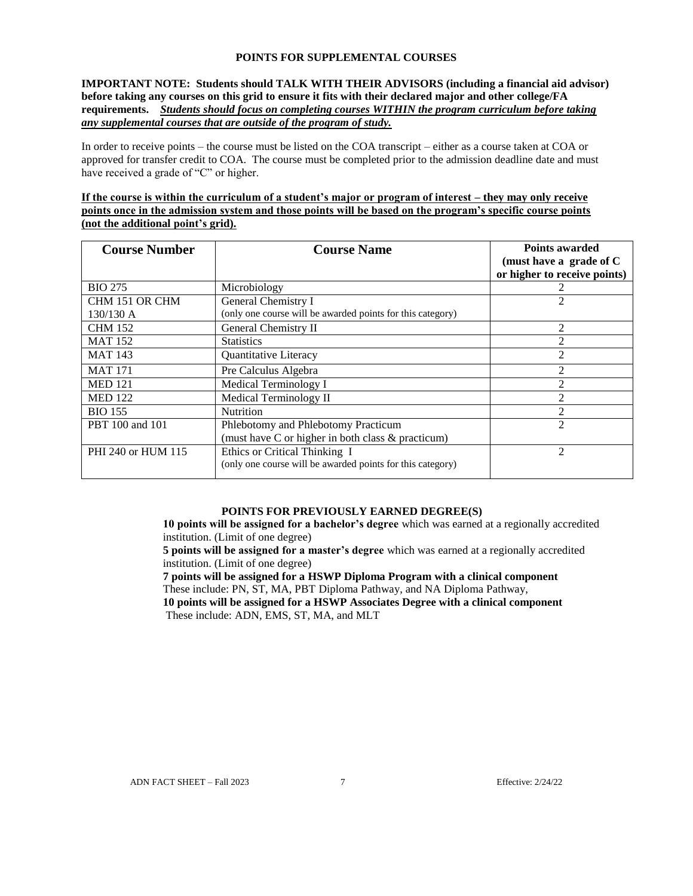## POINTS FOR SUPPLEMENTAL COURSES

**IMPORTANT NOTE: Students should TALK WITH THEIR ADVISORS (including a financial aid advisor) before taking any courses on this grid to ensure it fits with their declared major and other college/FA requirements.** ***Students should focus on completing courses WITHIN the program curriculum before taking any supplemental courses that are outside of the program of study.***

In order to receive points – the course must be listed on the COA transcript – either as a course taken at COA or approved for transfer credit to COA. The course must be completed prior to the admission deadline date and must have received a grade of "C" or higher.

**If the course is within the curriculum of a student's major or program of interest – they may only receive points once in the admission system and those points will be based on the program's specific course points (not the additional point's grid).**

| Course Number | Course Name | Points awarded (must have a grade of C or higher to receive points) |
|---|---|---|
| BIO 275 | Microbiology | 2 |
| CHM 151 OR CHM 130/130 A | General Chemistry I (only one course will be awarded points for this category) | 2 |
| CHM 152 | General Chemistry II | 2 |
| MAT 152 | Statistics | 2 |
| MAT 143 | Quantitative Literacy | 2 |
| MAT 171 | Pre Calculus Algebra | 2 |
| MED 121 | Medical Terminology I | 2 |
| MED 122 | Medical Terminology II | 2 |
| BIO 155 | Nutrition | 2 |
| PBT 100 and 101 | Phlebotomy and Phlebotomy Practicum (must have C or higher in both class & practicum) | 2 |
| PHI 240 or HUM 115 | Ethics or Critical Thinking I (only one course will be awarded points for this category) | 2 |

### POINTS FOR PREVIOUSLY EARNED DEGREE(S)

**10 points will be assigned for a bachelor's degree** which was earned at a regionally accredited institution. (Limit of one degree)

**5 points will be assigned for a master's degree** which was earned at a regionally accredited institution. (Limit of one degree)

**7 points will be assigned for a HSWP Diploma Program with a clinical component**
These include: PN, ST, MA, PBT Diploma Pathway, and NA Diploma Pathway,

**10 points will be assigned for a HSWP Associates Degree with a clinical component**
These include: ADN, EMS, ST, MA, and MLT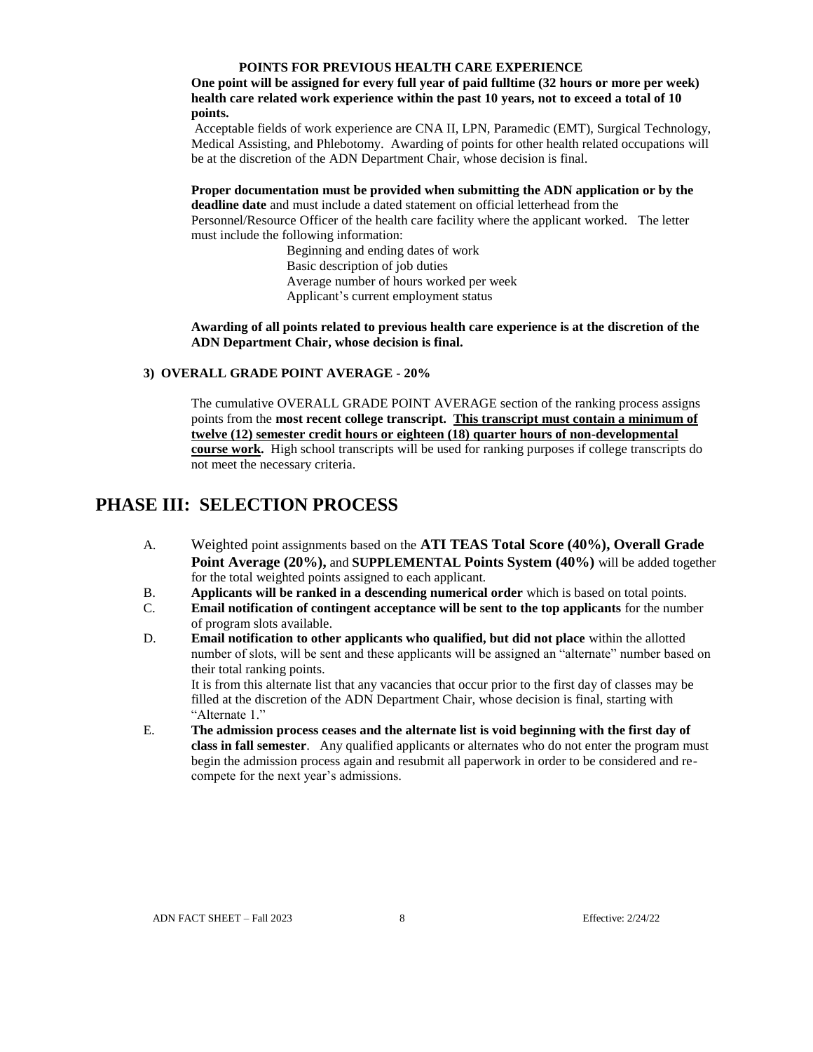**POINTS FOR PREVIOUS HEALTH CARE EXPERIENCE**

**One point will be assigned for every full year of paid fulltime (32 hours or more per week) health care related work experience within the past 10 years, not to exceed a total of 10 points.**

Acceptable fields of work experience are CNA II, LPN, Paramedic (EMT), Surgical Technology, Medical Assisting, and Phlebotomy. Awarding of points for other health related occupations will be at the discretion of the ADN Department Chair, whose decision is final.

**Proper documentation must be provided when submitting the ADN application or by the deadline date** and must include a dated statement on official letterhead from the Personnel/Resource Officer of the health care facility where the applicant worked. The letter must include the following information:

- Beginning and ending dates of work
- Basic description of job duties
- Average number of hours worked per week
- Applicant's current employment status

**Awarding of all points related to previous health care experience is at the discretion of the ADN Department Chair, whose decision is final.**

**3) OVERALL GRADE POINT AVERAGE - 20%**

The cumulative OVERALL GRADE POINT AVERAGE section of the ranking process assigns points from the **most recent college transcript. <u>This transcript must contain a minimum of twelve (12) semester credit hours or eighteen (18) quarter hours of non-developmental course work.</u>** High school transcripts will be used for ranking purposes if college transcripts do not meet the necessary criteria.

# PHASE III: SELECTION PROCESS

A. Weighted point assignments based on the **ATI TEAS Total Score (40%), Overall Grade Point Average (20%),** and **SUPPLEMENTAL Points System (40%)** will be added together for the total weighted points assigned to each applicant.

B. **Applicants will be ranked in a descending numerical order** which is based on total points.

C. **Email notification of contingent acceptance will be sent to the top applicants** for the number of program slots available.

D. **Email notification to other applicants who qualified, but did not place** within the allotted number of slots, will be sent and these applicants will be assigned an "alternate" number based on their total ranking points.

   It is from this alternate list that any vacancies that occur prior to the first day of classes may be filled at the discretion of the ADN Department Chair, whose decision is final, starting with "Alternate 1."

E. **The admission process ceases and the alternate list is void beginning with the first day of class in fall semester**. Any qualified applicants or alternates who do not enter the program must begin the admission process again and resubmit all paperwork in order to be considered and re-compete for the next year's admissions.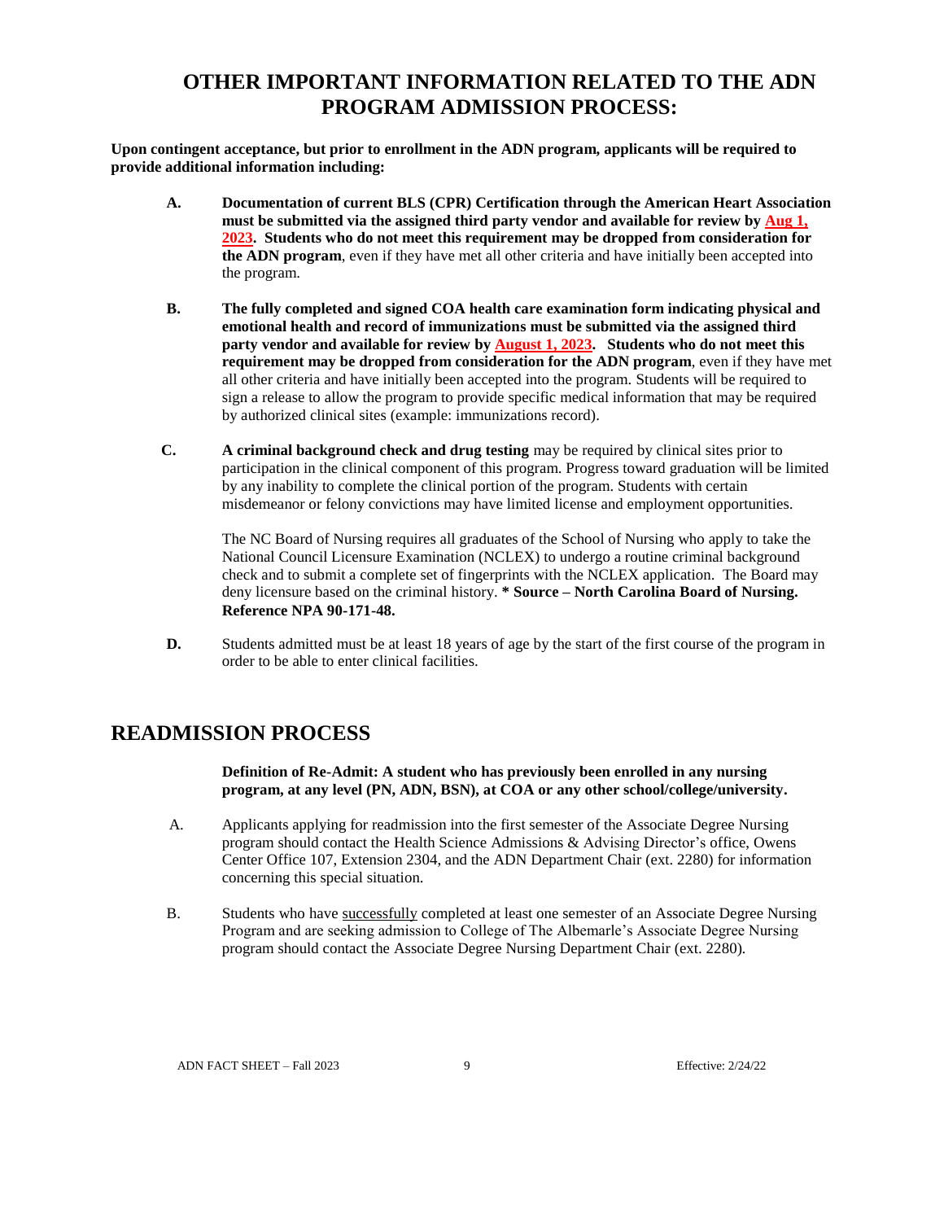# OTHER IMPORTANT INFORMATION RELATED TO THE ADN PROGRAM ADMISSION PROCESS:

**Upon contingent acceptance, but prior to enrollment in the ADN program, applicants will be required to provide additional information including:**

**A.** **Documentation of current BLS (CPR) Certification through the American Heart Association must be submitted via the assigned third party vendor and available for review by Aug 1, 2023. Students who do not meet this requirement may be dropped from consideration for the ADN program**, even if they have met all other criteria and have initially been accepted into the program.

**B.** **The fully completed and signed COA health care examination form indicating physical and emotional health and record of immunizations must be submitted via the assigned third party vendor and available for review by August 1, 2023. Students who do not meet this requirement may be dropped from consideration for the ADN program**, even if they have met all other criteria and have initially been accepted into the program. Students will be required to sign a release to allow the program to provide specific medical information that may be required by authorized clinical sites (example: immunizations record).

**C.** **A criminal background check and drug testing** may be required by clinical sites prior to participation in the clinical component of this program. Progress toward graduation will be limited by any inability to complete the clinical portion of the program. Students with certain misdemeanor or felony convictions may have limited license and employment opportunities.

The NC Board of Nursing requires all graduates of the School of Nursing who apply to take the National Council Licensure Examination (NCLEX) to undergo a routine criminal background check and to submit a complete set of fingerprints with the NCLEX application. The Board may deny licensure based on the criminal history. **\* Source – North Carolina Board of Nursing. Reference NPA 90-171-48.**

**D.** Students admitted must be at least 18 years of age by the start of the first course of the program in order to be able to enter clinical facilities.

# READMISSION PROCESS

**Definition of Re-Admit: A student who has previously been enrolled in any nursing program, at any level (PN, ADN, BSN), at COA or any other school/college/university.**

A. Applicants applying for readmission into the first semester of the Associate Degree Nursing program should contact the Health Science Admissions & Advising Director's office, Owens Center Office 107, Extension 2304, and the ADN Department Chair (ext. 2280) for information concerning this special situation.

B. Students who have successfully completed at least one semester of an Associate Degree Nursing Program and are seeking admission to College of The Albemarle's Associate Degree Nursing program should contact the Associate Degree Nursing Department Chair (ext. 2280).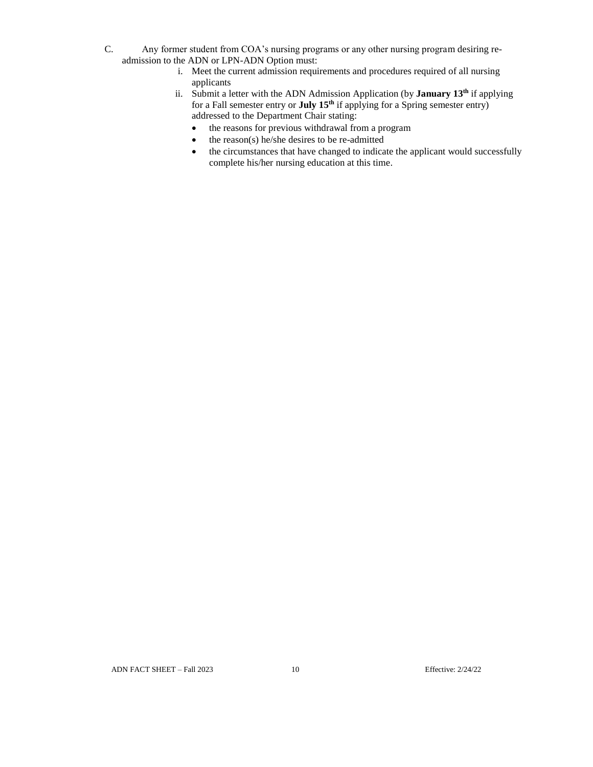C. Any former student from COA's nursing programs or any other nursing program desiring re-admission to the ADN or LPN-ADN Option must:

i. Meet the current admission requirements and procedures required of all nursing applicants

ii. Submit a letter with the ADN Admission Application (by **January 13th** if applying for a Fall semester entry or **July 15th** if applying for a Spring semester entry) addressed to the Department Chair stating:

- the reasons for previous withdrawal from a program
- the reason(s) he/she desires to be re-admitted
- the circumstances that have changed to indicate the applicant would successfully complete his/her nursing education at this time.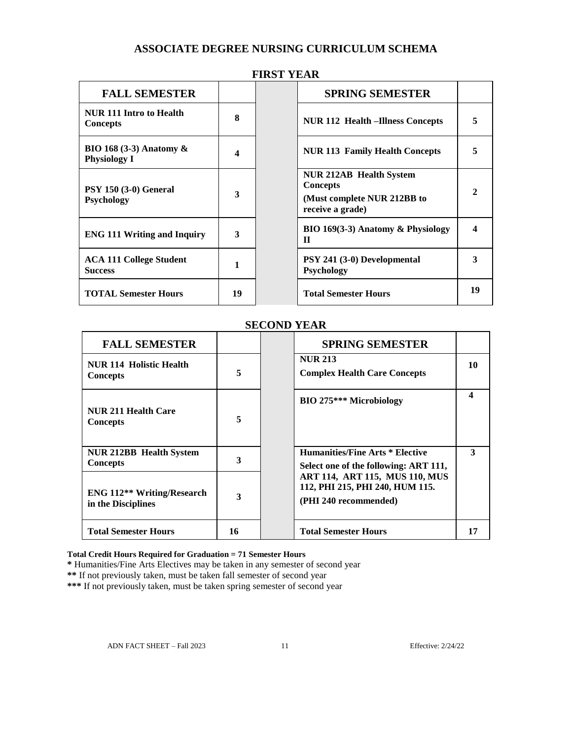# ASSOCIATE DEGREE NURSING CURRICULUM SCHEMA

## FIRST YEAR

| FALL SEMESTER | | | SPRING SEMESTER | |
|---|---|---|---|---|
| **NUR 111 Intro to Health Concepts** | **8** | | **NUR 112 Health –Illness Concepts** | **5** |
| **BIO 168 (3-3) Anatomy & Physiology I** | **4** | | **NUR 113 Family Health Concepts** | **5** |
| **PSY 150 (3-0) General Psychology** | **3** | | **NUR 212AB Health System Concepts (Must complete NUR 212BB to receive a grade)** | **2** |
| **ENG 111 Writing and Inquiry** | **3** | | **BIO 169(3-3) Anatomy & Physiology II** | **4** |
| **ACA 111 College Student Success** | **1** | | **PSY 241 (3-0) Developmental Psychology** | **3** |
| **TOTAL Semester Hours** | **19** | | **Total Semester Hours** | **19** |

## SECOND YEAR

| FALL SEMESTER | | | SPRING SEMESTER | |
|---|---|---|---|---|
| **NUR 114 Holistic Health Concepts** | **5** | | **NUR 213 Complex Health Care Concepts** | **10** |
| **NUR 211 Health Care Concepts** | **5** | | **BIO 275*** Microbiology** | **4** |
| **NUR 212BB Health System Concepts** | **3** | | **Humanities/Fine Arts * Elective Select one of the following: ART 111, ART 114, ART 115, MUS 110, MUS 112, PHI 215, PHI 240, HUM 115. (PHI 240 recommended)** | **3** |
| **ENG 112** Writing/Research in the Disciplines** | **3** | | | |
| **Total Semester Hours** | **16** | | **Total Semester Hours** | **17** |

**Total Credit Hours Required for Graduation = 71 Semester Hours**

**\*** Humanities/Fine Arts Electives may be taken in any semester of second year

**\*\*** If not previously taken, must be taken fall semester of second year

**\*\*\*** If not previously taken, must be taken spring semester of second year